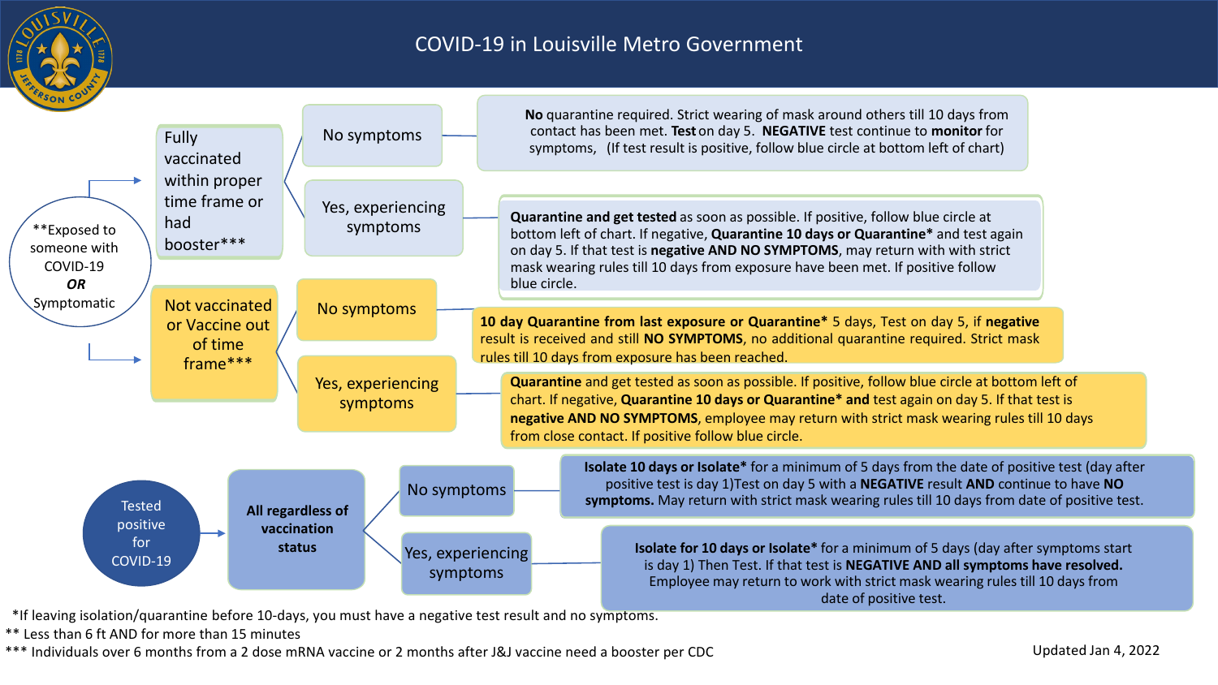# COVID-19 in Louisville Metro Government

## **Exposed to someone with COVID-19 *OR* Symptomatic

### Fully vaccinated within proper time frame or had booster***

- **No symptoms**
  - **No** quarantine required. Strict wearing of mask around others till 10 days from contact has been met. **Test** on day 5. **NEGATIVE** test continue to **monitor** for symptoms, (If test result is positive, follow blue circle at bottom left of chart)
- **Yes, experiencing symptoms**
  - **Quarantine and get tested** as soon as possible. If positive, follow blue circle at bottom left of chart. If negative, **Quarantine 10 days or Quarantine*** and test again on day 5. If that test is **negative AND NO SYMPTOMS**, may return with with strict mask wearing rules till 10 days from exposure have been met. If positive follow blue circle.

### Not vaccinated or Vaccine out of time frame***

- **No symptoms**
  - **10 day Quarantine from last exposure or Quarantine*** 5 days, Test on day 5, if **negative** result is received and still **NO SYMPTOMS**, no additional quarantine required. Strict mask rules till 10 days from exposure has been reached.
- **Yes, experiencing symptoms**
  - **Quarantine** and get tested as soon as possible. If positive, follow blue circle at bottom left of chart. If negative, **Quarantine 10 days or Quarantine* and** test again on day 5. If that test is **negative AND NO SYMPTOMS**, employee may return with strict mask wearing rules till 10 days from close contact. If positive follow blue circle.

## Tested positive for COVID-19

### All regardless of vaccination status

- **No symptoms**
  - **Isolate 10 days or Isolate*** for a minimum of 5 days from the date of positive test (day after positive test is day 1)Test on day 5 with a **NEGATIVE** result **AND** continue to have **NO symptoms.** May return with strict mask wearing rules till 10 days from date of positive test.
- **Yes, experiencing symptoms**
  - **Isolate for 10 days or Isolate*** for a minimum of 5 days (day after symptoms start is day 1) Then Test. If that test is **NEGATIVE AND all symptoms have resolved.** Employee may return to work with strict mask wearing rules till 10 days from date of positive test.

*If leaving isolation/quarantine before 10-days, you must have a negative test result and no symptoms.

** Less than 6 ft AND for more than 15 minutes

*** Individuals over 6 months from a 2 dose mRNA vaccine or 2 months after J&J vaccine need a booster per CDC

Updated Jan 4, 2022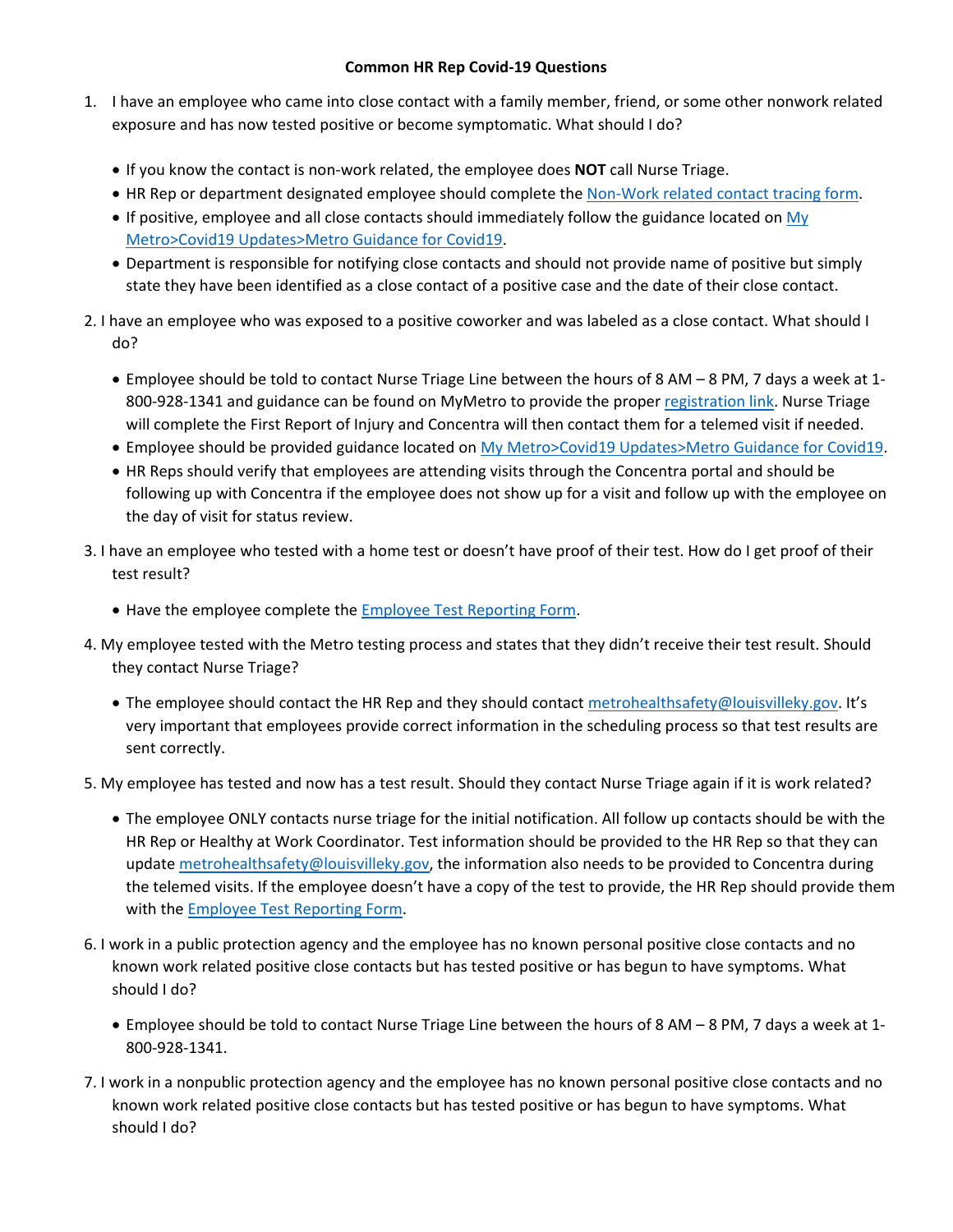**Common HR Rep Covid-19 Questions**

1. I have an employee who came into close contact with a family member, friend, or some other nonwork related exposure and has now tested positive or become symptomatic. What should I do?

   - If you know the contact is non-work related, the employee does **NOT** call Nurse Triage.
   - HR Rep or department designated employee should complete the Non-Work related contact tracing form.
   - If positive, employee and all close contacts should immediately follow the guidance located on My Metro>Covid19 Updates>Metro Guidance for Covid19.
   - Department is responsible for notifying close contacts and should not provide name of positive but simply state they have been identified as a close contact of a positive case and the date of their close contact.

2. I have an employee who was exposed to a positive coworker and was labeled as a close contact. What should I do?

   - Employee should be told to contact Nurse Triage Line between the hours of 8 AM – 8 PM, 7 days a week at 1-800-928-1341 and guidance can be found on MyMetro to provide the proper registration link. Nurse Triage will complete the First Report of Injury and Concentra will then contact them for a telemed visit if needed.
   - Employee should be provided guidance located on My Metro>Covid19 Updates>Metro Guidance for Covid19.
   - HR Reps should verify that employees are attending visits through the Concentra portal and should be following up with Concentra if the employee does not show up for a visit and follow up with the employee on the day of visit for status review.

3. I have an employee who tested with a home test or doesn't have proof of their test. How do I get proof of their test result?

   - Have the employee complete the Employee Test Reporting Form.

4. My employee tested with the Metro testing process and states that they didn't receive their test result. Should they contact Nurse Triage?

   - The employee should contact the HR Rep and they should contact metrohealthsafety@louisvilleky.gov. It's very important that employees provide correct information in the scheduling process so that test results are sent correctly.

5. My employee has tested and now has a test result. Should they contact Nurse Triage again if it is work related?

   - The employee ONLY contacts nurse triage for the initial notification. All follow up contacts should be with the HR Rep or Healthy at Work Coordinator. Test information should be provided to the HR Rep so that they can update metrohealthsafety@louisvilleky.gov, the information also needs to be provided to Concentra during the telemed visits. If the employee doesn't have a copy of the test to provide, the HR Rep should provide them with the Employee Test Reporting Form.

6. I work in a public protection agency and the employee has no known personal positive close contacts and no known work related positive close contacts but has tested positive or has begun to have symptoms. What should I do?

   - Employee should be told to contact Nurse Triage Line between the hours of 8 AM – 8 PM, 7 days a week at 1-800-928-1341.

7. I work in a nonpublic protection agency and the employee has no known personal positive close contacts and no known work related positive close contacts but has tested positive or has begun to have symptoms. What should I do?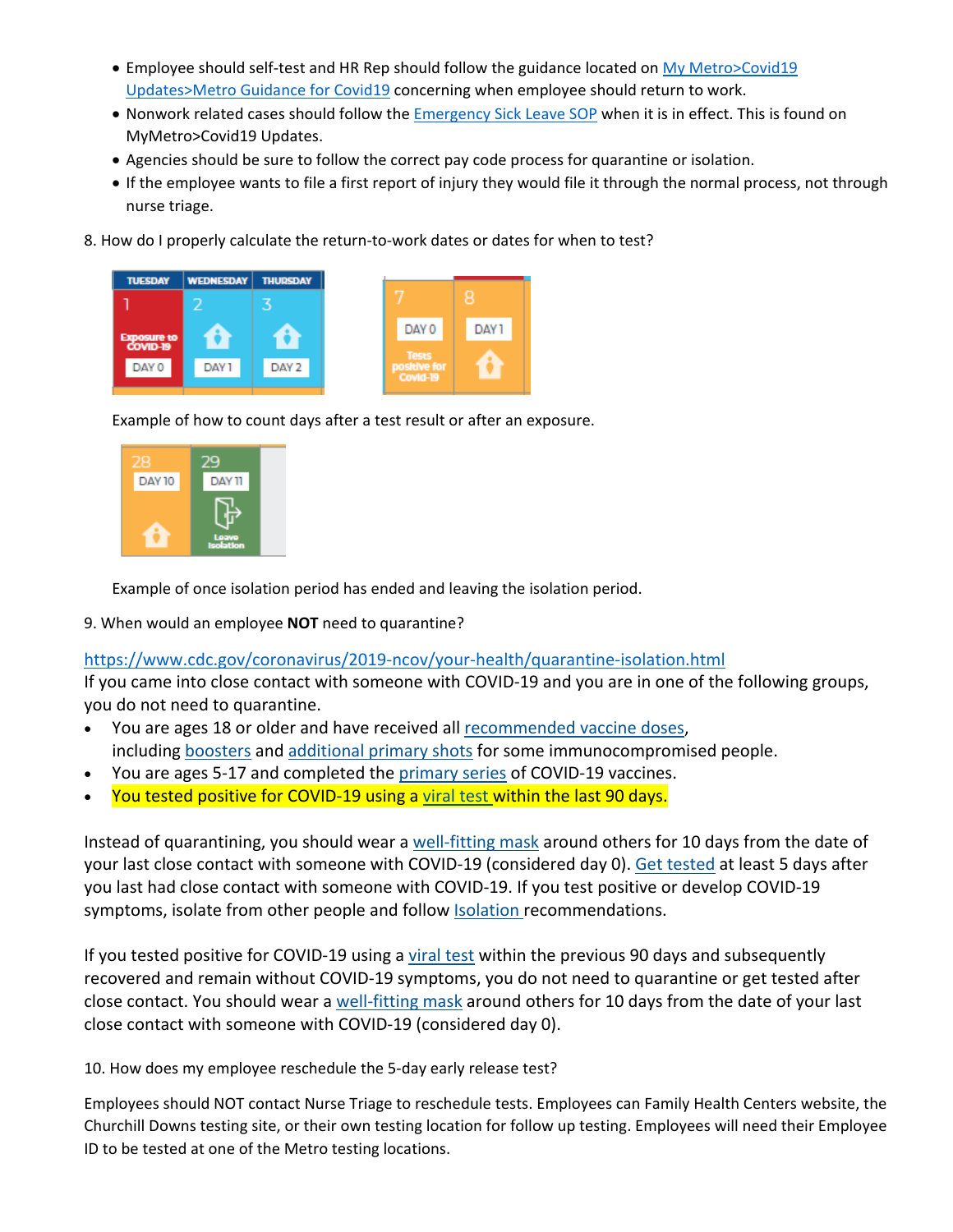- Employee should self-test and HR Rep should follow the guidance located on My Metro>Covid19 Updates>Metro Guidance for Covid19 concerning when employee should return to work.
- Nonwork related cases should follow the Emergency Sick Leave SOP when it is in effect. This is found on MyMetro>Covid19 Updates.
- Agencies should be sure to follow the correct pay code process for quarantine or isolation.
- If the employee wants to file a first report of injury they would file it through the normal process, not through nurse triage.

8. How do I properly calculate the return-to-work dates or dates for when to test?

| TUESDAY | WEDNESDAY | THURSDAY |
| --- | --- | --- |
| 1 Exposure to COVID-19 DAY 0 | 2 DAY 1 | 3 DAY 2 |

| 7 | 8 |
| --- | --- |
| DAY 0 Tests positive for Covid-19 | DAY 1 |

Example of how to count days after a test result or after an exposure.

| 28 | 29 |
| --- | --- |
| DAY 10 | DAY 11 Leave isolation |

Example of once isolation period has ended and leaving the isolation period.

9. When would an employee **NOT** need to quarantine?

https://www.cdc.gov/coronavirus/2019-ncov/your-health/quarantine-isolation.html

If you came into close contact with someone with COVID-19 and you are in one of the following groups, you do not need to quarantine.

- You are ages 18 or older and have received all recommended vaccine doses, including boosters and additional primary shots for some immunocompromised people.
- You are ages 5-17 and completed the primary series of COVID-19 vaccines.
- You tested positive for COVID-19 using a viral test within the last 90 days.

Instead of quarantining, you should wear a well-fitting mask around others for 10 days from the date of your last close contact with someone with COVID-19 (considered day 0). Get tested at least 5 days after you last had close contact with someone with COVID-19. If you test positive or develop COVID-19 symptoms, isolate from other people and follow Isolation recommendations.

If you tested positive for COVID-19 using a viral test within the previous 90 days and subsequently recovered and remain without COVID-19 symptoms, you do not need to quarantine or get tested after close contact. You should wear a well-fitting mask around others for 10 days from the date of your last close contact with someone with COVID-19 (considered day 0).

10. How does my employee reschedule the 5-day early release test?

Employees should NOT contact Nurse Triage to reschedule tests. Employees can Family Health Centers website, the Churchill Downs testing site, or their own testing location for follow up testing. Employees will need their Employee ID to be tested at one of the Metro testing locations.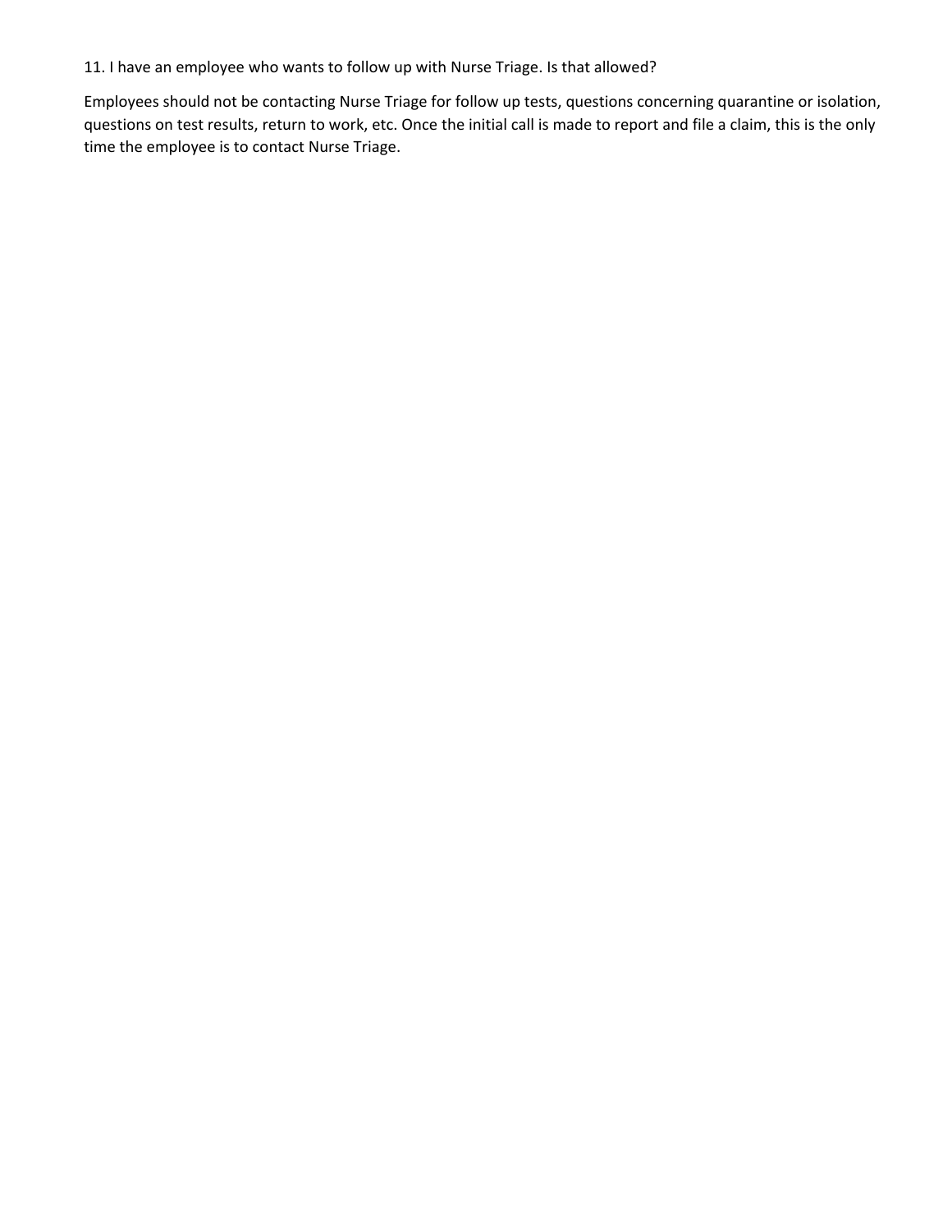11. I have an employee who wants to follow up with Nurse Triage. Is that allowed?

Employees should not be contacting Nurse Triage for follow up tests, questions concerning quarantine or isolation, questions on test results, return to work, etc. Once the initial call is made to report and file a claim, this is the only time the employee is to contact Nurse Triage.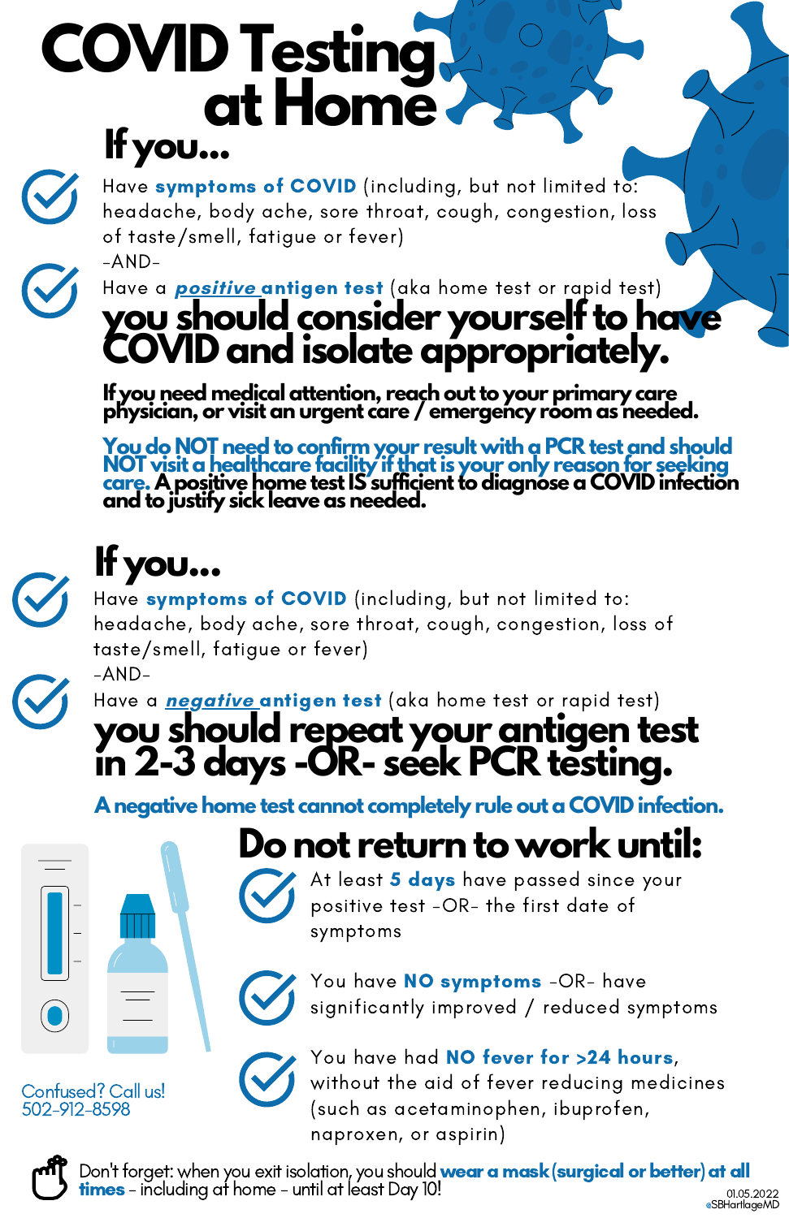# COVID Testing at Home

## If you...

- Have **symptoms of COVID** (including, but not limited to: headache, body ache, sore throat, cough, congestion, loss of taste/smell, fatigue or fever)

-AND-

- Have a ***positive* antigen test** (aka home test or rapid test)

**you should consider yourself to have COVID and isolate appropriately.**

**If you need medical attention, reach out to your primary care physician, or visit an urgent care / emergency room as needed.**

**You do NOT need to confirm your result with a PCR test and should NOT visit a healthcare facility if that is your only reason for seeking care. A positive home test IS sufficient to diagnose a COVID infection and to justify sick leave as needed.**

## If you...

- Have **symptoms of COVID** (including, but not limited to: headache, body ache, sore throat, cough, congestion, loss of taste/smell, fatigue or fever)

-AND-

- Have a ***negative* antigen test** (aka home test or rapid test)

**you should repeat your antigen test in 2-3 days -OR- seek PCR testing.**

**A negative home test cannot completely rule out a COVID infection.**

## Do not return to work until:

- At least **5 days** have passed since your positive test -OR- the first date of symptoms
- You have **NO symptoms** -OR- have significantly improved / reduced symptoms
- You have had **NO fever for >24 hours**, without the aid of fever reducing medicines (such as acetaminophen, ibuprofen, naproxen, or aspirin)

Confused? Call us!
502-912-8598

Don't forget: when you exit isolation, you should **wear a mask (surgical or better) at all times** - including at home - until at least Day 10!

01.05.2022
@SBHartlageMD